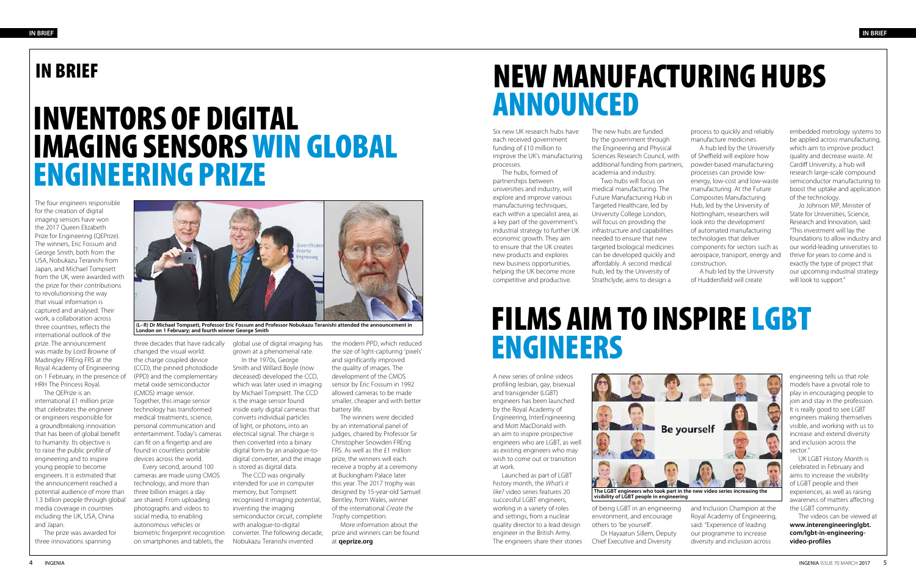# IN BRIEF

## INVENTORS OF DIGITAL IMAGING SENSORS WIN GLOBAL ENGINEERING PRIZE

The four engineers responsible for the creation of digital imaging sensors have won the 2017 Queen Elizabeth Prize for Engineering (QEPrize). The winners, Eric Fossum and George Smith, both from the USA, Nobukazu Teranishi from Japan, and Michael Tompsett from the UK, were awarded with the prize for their contributions to revolutionising the way that visual information is captured and analysed. Their work, a collaboration across three countries, reflects the international outlook of the prize. The announcement was made by Lord Browne of Madingley FREng FRS at the Royal Academy of Engineering on 1 February, in the presence of HRH The Princess Royal.

The QEPrize is an international £1 million prize that celebrates the engineer or engineers responsible for a groundbreaking innovation that has been of global benefit to humanity. Its objective is to raise the public profile of engineering and to inspire young people to become engineers. It is estimated that the announcement reached a potential audience of more than 1.3 billion people through global media coverage in countries including the UK, USA, China and Japan.

The prize was awarded for three innovations spanning three decades that have radically changed the visual world: the charge coupled device (CCD), the pinned photodiode (PPD) and the complementary metal oxide semiconductor (CMOS) image sensor. Together, this image sensor technology has transformed medical treatments, science, personal communication and entertainment. Today's cameras can fit on a fingertip and are found in countless portable devices across the world.

Every second, around 100 cameras are made using CMOS technology, and more than three billion images a day are shared. From uploading photographs and videos to social media, to enabling autonomous vehicles or biometric fingerprint recognition on smartphones and tablets, the global use of digital imaging has grown at a phenomenal rate.

In the 1970s, George Smith and Willard Boyle (now deceased) developed the CCD, which was later used in imaging by Michael Tompsett. The CCD is the image sensor found inside early digital cameras that converts individual particles of light, or photons, into an electrical signal. The charge is then converted into a binary digital form by an analogue-to-digital converter, and the image is stored as digital data.

The CCD was originally intended for use in computer memory, but Tompsett recognised it imaging potential, inventing the imaging semiconductor circuit, complete with analogue-to-digital converter. The following decade, Nobukazu Teranishi invented the modern PPD, which reduced the size of light-capturing 'pixels' and significantly improved the quality of images. The development of the CMOS sensor by Eric Fossum in 1992 allowed cameras to be made smaller, cheaper and with better battery life.

The winners were decided by an international panel of judges, chaired by Professor Sir Christopher Snowden FREng FRS. As well as the £1 million prize, the winners will each receive a trophy at a ceremony at Buckingham Palace later this year. The 2017 trophy was designed by 15-year-old Samuel Bentley, from Wales, winner of the international *Create the Trophy* competition.

More information about the prize and winners can be found at **qeprize.org**

**(L–R) Dr Michael Tompsett, Professor Eric Fossum and Professor Nobukazu Teranishi attended the announcement in London on 1 February; and fourth winner George Smith**

## NEW MANUFACTURING HUBS ANNOUNCED

Six new UK research hubs have each received government funding of £10 million to improve the UK's manufacturing processes.

The hubs, formed of partnerships between universities and industry, will explore and improve various manufacturing techniques, each within a specialist area, as a key part of the government's industrial strategy to further UK economic growth. They aim to ensure that the UK creates new products and explores new business opportunities, helping the UK become more competitive and productive.

The new hubs are funded by the government through the Engineering and Physical Sciences Research Council, with additional funding from partners, academia and industry.

Two hubs will focus on medical manufacturing. The Future Manufacturing Hub in Targeted Healthcare, led by University College London, will focus on providing the infrastructure and capabilities needed to ensure that new targeted biological medicines can be developed quickly and affordably. A second medical hub, led by the University of Strathclyde, aims to design a process to quickly and reliably manufacture medicines.

A hub led by the University of Sheffield will explore how powder-based manufacturing processes can provide low-energy, low-cost and low-waste manufacturing. At the Future Composites Manufacturing Hub, led by the University of Nottingham, researchers will look into the development of automated manufacturing technologies that deliver components for sectors such as aerospace, transport, energy and construction.

A hub led by the University of Huddersfield will create embedded metrology systems to be applied across manufacturing, which aim to improve product quality and decrease waste. At Cardiff University, a hub will research large-scale compound semiconductor manufacturing to boost the uptake and application of the technology.

Jo Johnson MP, Minister of State for Universities, Science, Research and Innovation, said: "This investment will lay the foundations to allow industry and our world-leading universities to thrive for years to come and is exactly the type of project that our upcoming industrial strategy will look to support."

## FILMS AIM TO INSPIRE LGBT ENGINEERS

A new series of online videos profiling lesbian, gay, bisexual and transgender (LGBT) engineers has been launched by the Royal Academy of Engineering, InterEngineering and Mott MacDonald with an aim to inspire prospective engineers who are LGBT, as well as existing engineers who may wish to come out or transition at work.

Launched as part of LGBT history month, the *What's it like?* video series features 20 successful LGBT engineers, working in a variety of roles and settings, from a nuclear quality director to a lead design engineer in the British Army. The engineers share their stories of being LGBT in an engineering environment, and encourage others to 'be yourself'.

Dr Hayaatun Sillem, Deputy Chief Executive and Diversity and Inclusion Champion at the Royal Academy of Engineering, said: "Experience of leading our programme to increase diversity and inclusion across engineering tells us that role models have a pivotal role to play in encouraging people to join and stay in the profession. It is really good to see LGBT engineers making themselves visible, and working with us to increase and extend diversity and inclusion across the sector."

UK LGBT History Month is celebrated in February and aims to increase the visibility of LGBT people and their experiences, as well as raising awareness of matters affecting the LGBT community.

The videos can be viewed at **www.interengineeringlgbt.com/lgbt-in-engineering-video-profiles**

**The LGBT engineers who took part in the new video series increasing the visibility of LGBT people in engineering**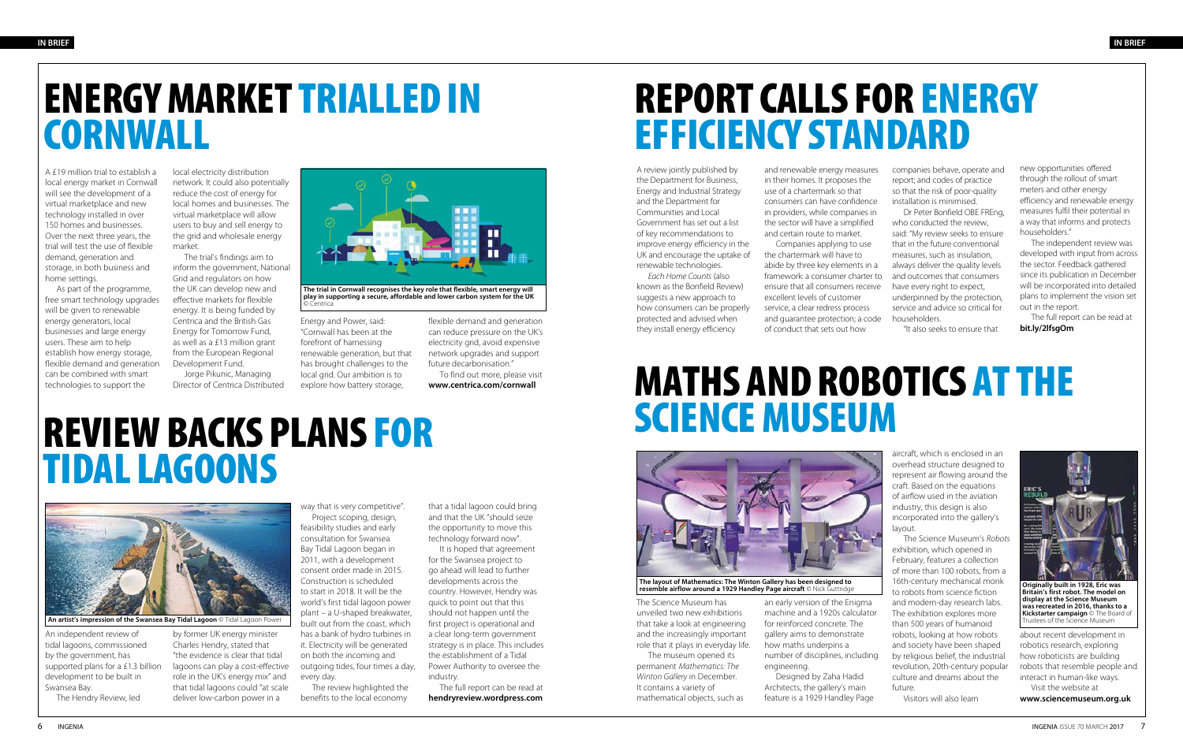# ENERGY MARKET TRIALLED IN CORNWALL

A £19 million trial to establish a local energy market in Cornwall will see the development of a virtual marketplace and new technology installed in over 150 homes and businesses. Over the next three years, the trial will test the use of flexible demand, generation and storage, in both business and home settings.

As part of the programme, free smart technology upgrades will be given to renewable energy generators, local businesses and large energy users. These aim to help establish how energy storage, flexible demand and generation can be combined with smart technologies to support the local electricity distribution network. It could also potentially reduce the cost of energy for local homes and businesses. The virtual marketplace will allow users to buy and sell energy to the grid and wholesale energy market.

The trial's findings aim to inform the government, National Grid and regulators on how the UK can develop new and effective markets for flexible energy. It is being funded by Centrica and the British Gas Energy for Tomorrow Fund, as well as a £13 million grant from the European Regional Development Fund.

Jorge Pikunic, Managing Director of Centrica Distributed Energy and Power, said: "Cornwall has been at the forefront of harnessing renewable generation, but that has brought challenges to the local grid. Our ambition is to explore how battery storage, flexible demand and generation can reduce pressure on the UK's electricity grid, avoid expensive network upgrades and support future decarbonisation."

To find out more, please visit **www.centrica.com/cornwall**

**The trial in Cornwall recognises the key role that flexible, smart energy will play in supporting a secure, affordable and lower carbon system for the UK** © Centrica

# REVIEW BACKS PLANS FOR TIDAL LAGOONS

**An artist's impression of the Swansea Bay Tidal Lagoon** © Tidal Lagoon Power

An independent review of tidal lagoons, commissioned by the government, has supported plans for a £1.3 billion development to be built in Swansea Bay.

The Hendry Review, led by former UK energy minister Charles Hendry, stated that "the evidence is clear that tidal lagoons can play a cost-effective role in the UK's energy mix" and that tidal lagoons could "at scale deliver low-carbon power in a way that is very competitive".

Project scoping, design, feasibility studies and early consultation for Swansea Bay Tidal Lagoon began in 2011, with a development consent order made in 2015. Construction is scheduled to start in 2018. It will be the world's first tidal lagoon power plant – a U-shaped breakwater, built out from the coast, which has a bank of hydro turbines in it. Electricity will be generated on both the incoming and outgoing tides, four times a day, every day.

The review highlighted the benefits to the local economy that a tidal lagoon could bring and that the UK "should seize the opportunity to move this technology forward now".

It is hoped that agreement for the Swansea project to go ahead will lead to further developments across the country. However, Hendry was quick to point out that this should not happen until the first project is operational and a clear long-term government strategy is in place. This includes the establishment of a Tidal Power Authority to oversee the industry.

The full report can be read at **hendryreview.wordpress.com**

# REPORT CALLS FOR ENERGY EFFICIENCY STANDARD

A review jointly published by the Department for Business, Energy and Industrial Strategy and the Department for Communities and Local Government has set out a list of key recommendations to improve energy efficiency in the UK and encourage the uptake of renewable technologies.

*Each Home Counts* (also known as the Bonfield Review) suggests a new approach to how consumers can be properly protected and advised when they install energy efficiency and renewable energy measures in their homes. It proposes the use of a chartermark so that consumers can have confidence in providers, while companies in the sector will have a simplified and certain route to market.

Companies applying to use the chartermark will have to abide by three key elements in a framework: a consumer charter to ensure that all consumers receive excellent levels of customer service, a clear redress process and guarantee protection; a code of conduct that sets out how companies behave, operate and report; and codes of practice so that the risk of poor-quality installation is minimised.

Dr Peter Bonfield OBE FREng, who conducted the review, said: "My review seeks to ensure that in the future conventional measures, such as insulation, always deliver the quality levels and outcomes that consumers have every right to expect, underpinned by the protection, service and advice so critical for householders.

"It also seeks to ensure that new opportunities offered through the rollout of smart meters and other energy efficiency and renewable energy measures fulfil their potential in a way that informs and protects householders."

The independent review was developed with input from across the sector. Feedback gathered since its publication in December will be incorporated into detailed plans to implement the vision set out in the report.

The full report can be read at **bit.ly/2lfsgOm**

# MATHS AND ROBOTICS AT THE SCIENCE MUSEUM

**The layout of Mathematics: The Winton Gallery has been designed to resemble airflow around a 1929 Handley Page aircraft** © Nick Guttridge

The Science Museum has unveiled two new exhibitions that take a look at engineering and the increasingly important role that it plays in everyday life.

The museum opened its permanent *Mathematics: The Winton Gallery* in December. It contains a variety of mathematical objects, such as an early version of the Enigma machine and a 1920s calculator for reinforced concrete. The gallery aims to demonstrate how maths underpins a number of disciplines, including engineering.

Designed by Zaha Hadid Architects, the gallery's main feature is a 1929 Handley Page aircraft, which is enclosed in an overhead structure designed to represent air flowing around the craft. Based on the equations of airflow used in the aviation industry, this design is also incorporated into the gallery's layout.

The Science Museum's *Robots* exhibition, which opened in February, features a collection of more than 100 robots, from a 16th-century mechanical monk to robots from science fiction and modern-day research labs. The exhibition explores more than 500 years of humanoid robots, looking at how robots and society have been shaped by religious belief, the industrial revolution, 20th-century popular culture and dreams about the future.

Visitors will also learn about recent development in robotics research, exploring how roboticists are building robots that resemble people and interact in human-like ways.

Visit the website at **www.sciencemuseum.org.uk**

**Originally built in 1928, Eric was Britain's first robot. The model on display at the Science Museum was recreated in 2016, thanks to a Kickstarter campaign** © The Board of Trustees of the Science Museum